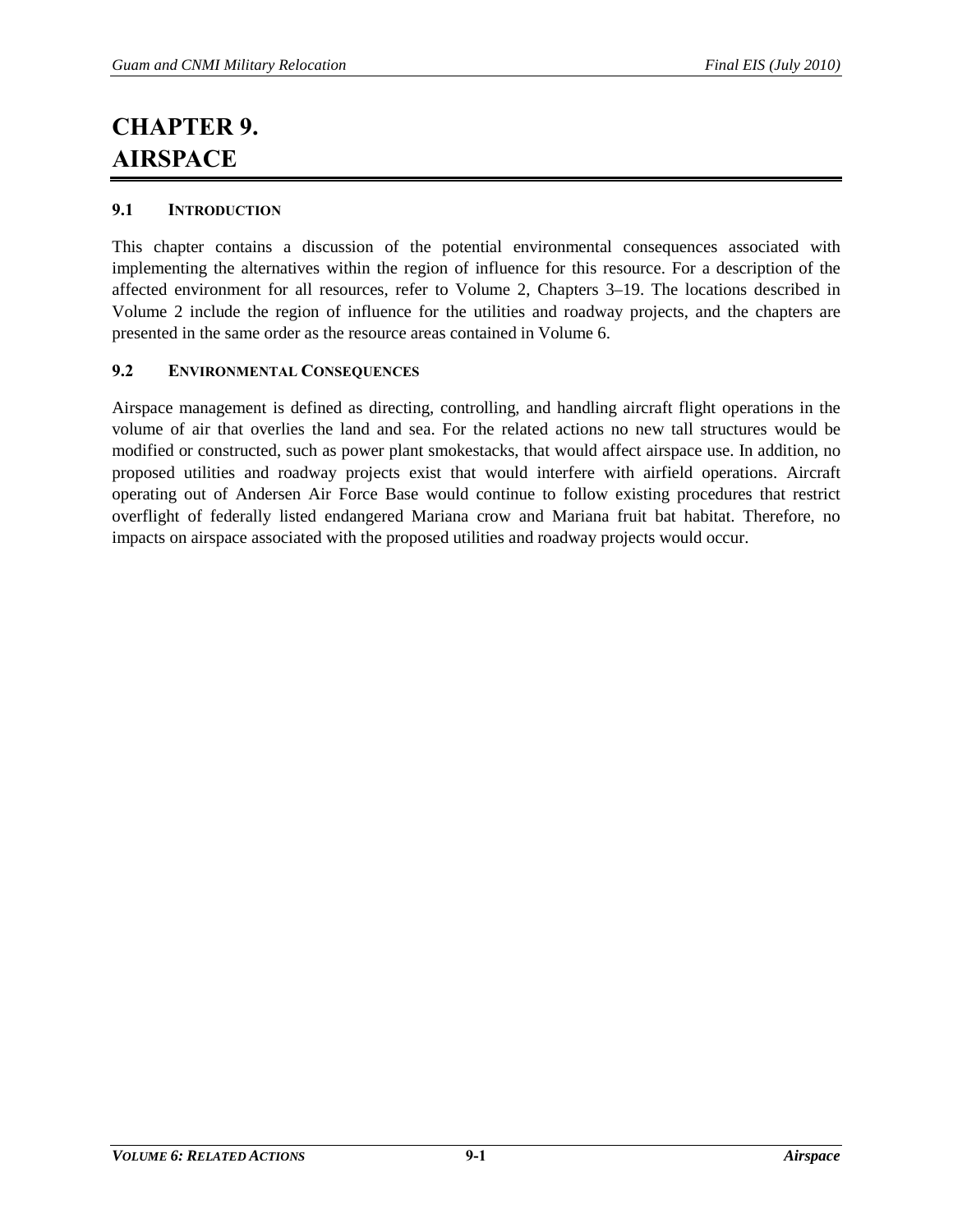# CHAPTER 9. AIRSPACE

## 9.1 INTRODUCTION

This chapter contains a discussion of the potential environmental consequences associated with implementing the alternatives within the region of influence for this resource. For a description of the affected environment for all resources, refer to Volume 2, Chapters 3–19. The locations described in Volume 2 include the region of influence for the utilities and roadway projects, and the chapters are presented in the same order as the resource areas contained in Volume 6.

## 9.2 ENVIRONMENTAL CONSEQUENCES

Airspace management is defined as directing, controlling, and handling aircraft flight operations in the volume of air that overlies the land and sea. For the related actions no new tall structures would be modified or constructed, such as power plant smokestacks, that would affect airspace use. In addition, no proposed utilities and roadway projects exist that would interfere with airfield operations. Aircraft operating out of Andersen Air Force Base would continue to follow existing procedures that restrict overflight of federally listed endangered Mariana crow and Mariana fruit bat habitat. Therefore, no impacts on airspace associated with the proposed utilities and roadway projects would occur.